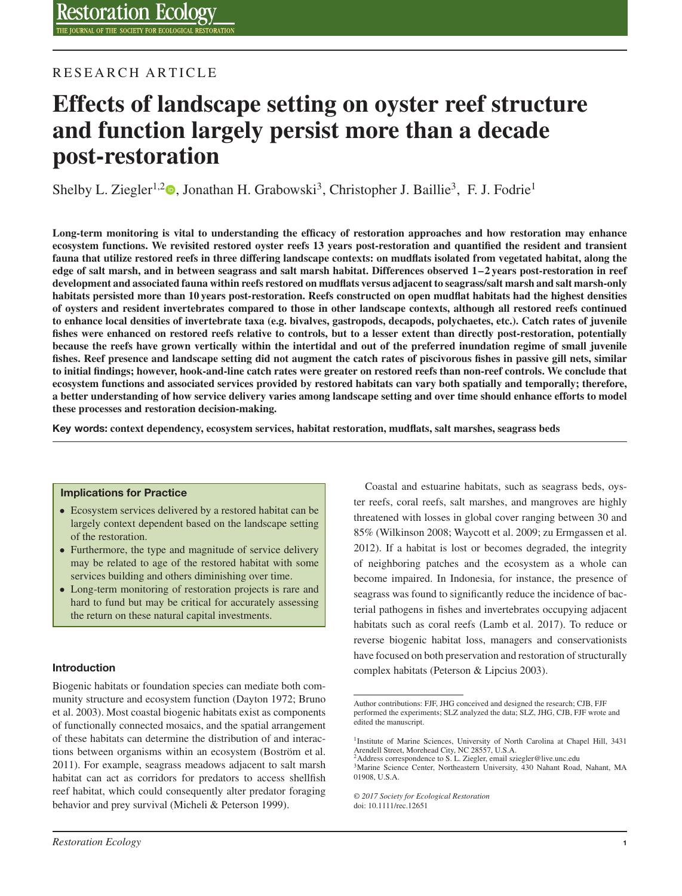RESEARCH ARTICLE

# Effects of landscape setting on oyster reef structure and function largely persist more than a decade post-restoration

Shelby L. Ziegler[1,2], Jonathan H. Grabowski[3], Christopher J. Baillie[3], F. J. Fodrie[1]

**Long-term monitoring is vital to understanding the efficacy of restoration approaches and how restoration may enhance ecosystem functions. We revisited restored oyster reefs 13 years post-restoration and quantified the resident and transient fauna that utilize restored reefs in three differing landscape contexts: on mudflats isolated from vegetated habitat, along the edge of salt marsh, and in between seagrass and salt marsh habitat. Differences observed 1–2 years post-restoration in reef development and associated fauna within reefs restored on mudflats versus adjacent to seagrass/salt marsh and salt marsh-only habitats persisted more than 10 years post-restoration. Reefs constructed on open mudflat habitats had the highest densities of oysters and resident invertebrates compared to those in other landscape contexts, although all restored reefs continued to enhance local densities of invertebrate taxa (e.g. bivalves, gastropods, decapods, polychaetes, etc.). Catch rates of juvenile fishes were enhanced on restored reefs relative to controls, but to a lesser extent than directly post-restoration, potentially because the reefs have grown vertically within the intertidal and out of the preferred inundation regime of small juvenile fishes. Reef presence and landscape setting did not augment the catch rates of piscivorous fishes in passive gill nets, similar to initial findings; however, hook-and-line catch rates were greater on restored reefs than non-reef controls. We conclude that ecosystem functions and associated services provided by restored habitats can vary both spatially and temporally; therefore, a better understanding of how service delivery varies among landscape setting and over time should enhance efforts to model these processes and restoration decision-making.**

**Key words: context dependency, ecosystem services, habitat restoration, mudflats, salt marshes, seagrass beds**

### Implications for Practice

- Ecosystem services delivered by a restored habitat can be largely context dependent based on the landscape setting of the restoration.
- Furthermore, the type and magnitude of service delivery may be related to age of the restored habitat with some services building and others diminishing over time.
- Long-term monitoring of restoration projects is rare and hard to fund but may be critical for accurately assessing the return on these natural capital investments.

## Introduction

Biogenic habitats or foundation species can mediate both community structure and ecosystem function (Dayton 1972; Bruno et al. 2003). Most coastal biogenic habitats exist as components of functionally connected mosaics, and the spatial arrangement of these habitats can determine the distribution of and interactions between organisms within an ecosystem (Boström et al. 2011). For example, seagrass meadows adjacent to salt marsh habitat can act as corridors for predators to access shellfish reef habitat, which could consequently alter predator foraging behavior and prey survival (Micheli & Peterson 1999).

Coastal and estuarine habitats, such as seagrass beds, oyster reefs, coral reefs, salt marshes, and mangroves are highly threatened with losses in global cover ranging between 30 and 85% (Wilkinson 2008; Waycott et al. 2009; zu Ermgassen et al. 2012). If a habitat is lost or becomes degraded, the integrity of neighboring patches and the ecosystem as a whole can become impaired. In Indonesia, for instance, the presence of seagrass was found to significantly reduce the incidence of bacterial pathogens in fishes and invertebrates occupying adjacent habitats such as coral reefs (Lamb et al. 2017). To reduce or reverse biogenic habitat loss, managers and conservationists have focused on both preservation and restoration of structurally complex habitats (Peterson & Lipcius 2003).

Author contributions: FJF, JHG conceived and designed the research; CJB, FJF performed the experiments; SLZ analyzed the data; SLZ, JHG, CJB, FJF wrote and edited the manuscript.

[1]Institute of Marine Sciences, University of North Carolina at Chapel Hill, 3431 Arendell Street, Morehead City, NC 28557, U.S.A.
[2]Address correspondence to S. L. Ziegler, email sziegler@live.unc.edu
[3]Marine Science Center, Northeastern University, 430 Nahant Road, Nahant, MA 01908, U.S.A.

© 2017 Society for Ecological Restoration
doi: 10.1111/rec.12651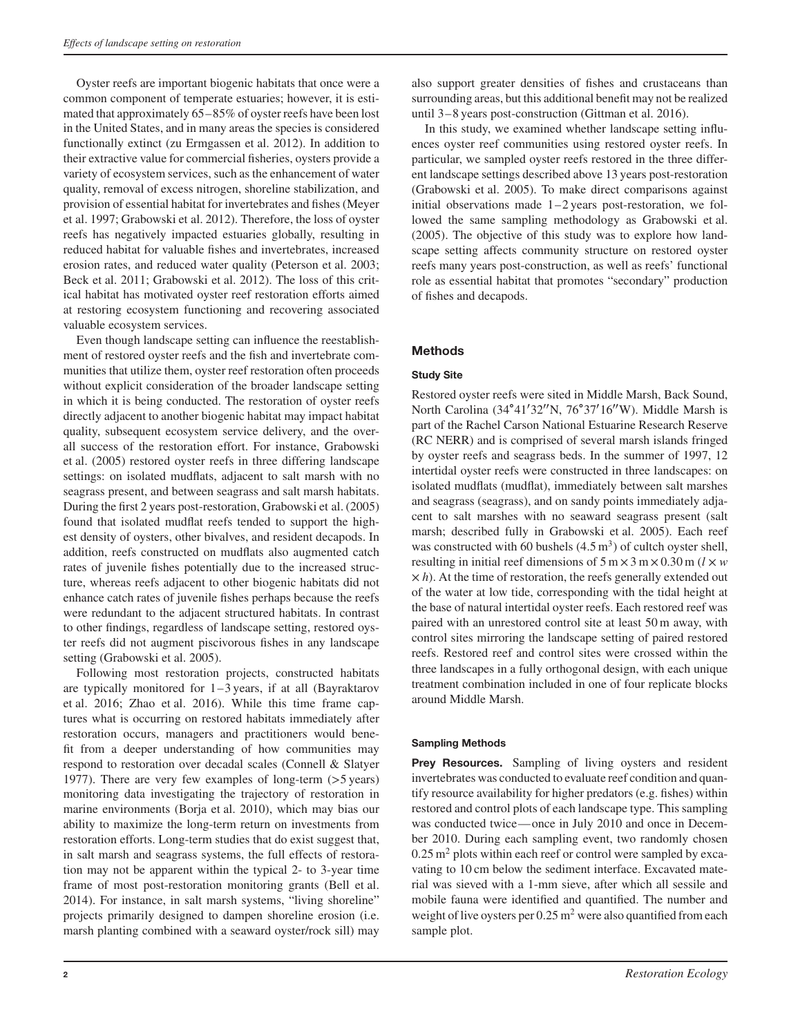Oyster reefs are important biogenic habitats that once were a common component of temperate estuaries; however, it is estimated that approximately 65–85% of oyster reefs have been lost in the United States, and in many areas the species is considered functionally extinct (zu Ermgassen et al. 2012). In addition to their extractive value for commercial fisheries, oysters provide a variety of ecosystem services, such as the enhancement of water quality, removal of excess nitrogen, shoreline stabilization, and provision of essential habitat for invertebrates and fishes (Meyer et al. 1997; Grabowski et al. 2012). Therefore, the loss of oyster reefs has negatively impacted estuaries globally, resulting in reduced habitat for valuable fishes and invertebrates, increased erosion rates, and reduced water quality (Peterson et al. 2003; Beck et al. 2011; Grabowski et al. 2012). The loss of this critical habitat has motivated oyster reef restoration efforts aimed at restoring ecosystem functioning and recovering associated valuable ecosystem services.

Even though landscape setting can influence the reestablishment of restored oyster reefs and the fish and invertebrate communities that utilize them, oyster reef restoration often proceeds without explicit consideration of the broader landscape setting in which it is being conducted. The restoration of oyster reefs directly adjacent to another biogenic habitat may impact habitat quality, subsequent ecosystem service delivery, and the overall success of the restoration effort. For instance, Grabowski et al. (2005) restored oyster reefs in three differing landscape settings: on isolated mudflats, adjacent to salt marsh with no seagrass present, and between seagrass and salt marsh habitats. During the first 2 years post-restoration, Grabowski et al. (2005) found that isolated mudflat reefs tended to support the highest density of oysters, other bivalves, and resident decapods. In addition, reefs constructed on mudflats also augmented catch rates of juvenile fishes potentially due to the increased structure, whereas reefs adjacent to other biogenic habitats did not enhance catch rates of juvenile fishes perhaps because the reefs were redundant to the adjacent structured habitats. In contrast to other findings, regardless of landscape setting, restored oyster reefs did not augment piscivorous fishes in any landscape setting (Grabowski et al. 2005).

Following most restoration projects, constructed habitats are typically monitored for 1–3 years, if at all (Bayraktarov et al. 2016; Zhao et al. 2016). While this time frame captures what is occurring on restored habitats immediately after restoration occurs, managers and practitioners would benefit from a deeper understanding of how communities may respond to restoration over decadal scales (Connell & Slatyer 1977). There are very few examples of long-term (>5 years) monitoring data investigating the trajectory of restoration in marine environments (Borja et al. 2010), which may bias our ability to maximize the long-term return on investments from restoration efforts. Long-term studies that do exist suggest that, in salt marsh and seagrass systems, the full effects of restoration may not be apparent within the typical 2- to 3-year time frame of most post-restoration monitoring grants (Bell et al. 2014). For instance, in salt marsh systems, "living shoreline" projects primarily designed to dampen shoreline erosion (i.e. marsh planting combined with a seaward oyster/rock sill) may also support greater densities of fishes and crustaceans than surrounding areas, but this additional benefit may not be realized until 3–8 years post-construction (Gittman et al. 2016).

In this study, we examined whether landscape setting influences oyster reef communities using restored oyster reefs. In particular, we sampled oyster reefs restored in the three different landscape settings described above 13 years post-restoration (Grabowski et al. 2005). To make direct comparisons against initial observations made 1–2 years post-restoration, we followed the same sampling methodology as Grabowski et al. (2005). The objective of this study was to explore how landscape setting affects community structure on restored oyster reefs many years post-construction, as well as reefs' functional role as essential habitat that promotes "secondary" production of fishes and decapods.

## Methods

### Study Site

Restored oyster reefs were sited in Middle Marsh, Back Sound, North Carolina (34°41′32″N, 76°37′16″W). Middle Marsh is part of the Rachel Carson National Estuarine Research Reserve (RC NERR) and is comprised of several marsh islands fringed by oyster reefs and seagrass beds. In the summer of 1997, 12 intertidal oyster reefs were constructed in three landscapes: on isolated mudflats (mudflat), immediately between salt marshes and seagrass (seagrass), and on sandy points immediately adjacent to salt marshes with no seaward seagrass present (salt marsh; described fully in Grabowski et al. 2005). Each reef was constructed with 60 bushels (4.5 $m^3$) of cultch oyster shell, resulting in initial reef dimensions of $5\,m \times 3\,m \times 0.30\,m$ ($l \times w \times h$). At the time of restoration, the reefs generally extended out of the water at low tide, corresponding with the tidal height at the base of natural intertidal oyster reefs. Each restored reef was paired with an unrestored control site at least 50 m away, with control sites mirroring the landscape setting of paired restored reefs. Restored reef and control sites were crossed within the three landscapes in a fully orthogonal design, with each unique treatment combination included in one of four replicate blocks around Middle Marsh.

### Sampling Methods

**Prey Resources.** Sampling of living oysters and resident invertebrates was conducted to evaluate reef condition and quantify resource availability for higher predators (e.g. fishes) within restored and control plots of each landscape type. This sampling was conducted twice—once in July 2010 and once in December 2010. During each sampling event, two randomly chosen 0.25 $m^2$ plots within each reef or control were sampled by excavating to 10 cm below the sediment interface. Excavated material was sieved with a 1-mm sieve, after which all sessile and mobile fauna were identified and quantified. The number and weight of live oysters per 0.25 $m^2$ were also quantified from each sample plot.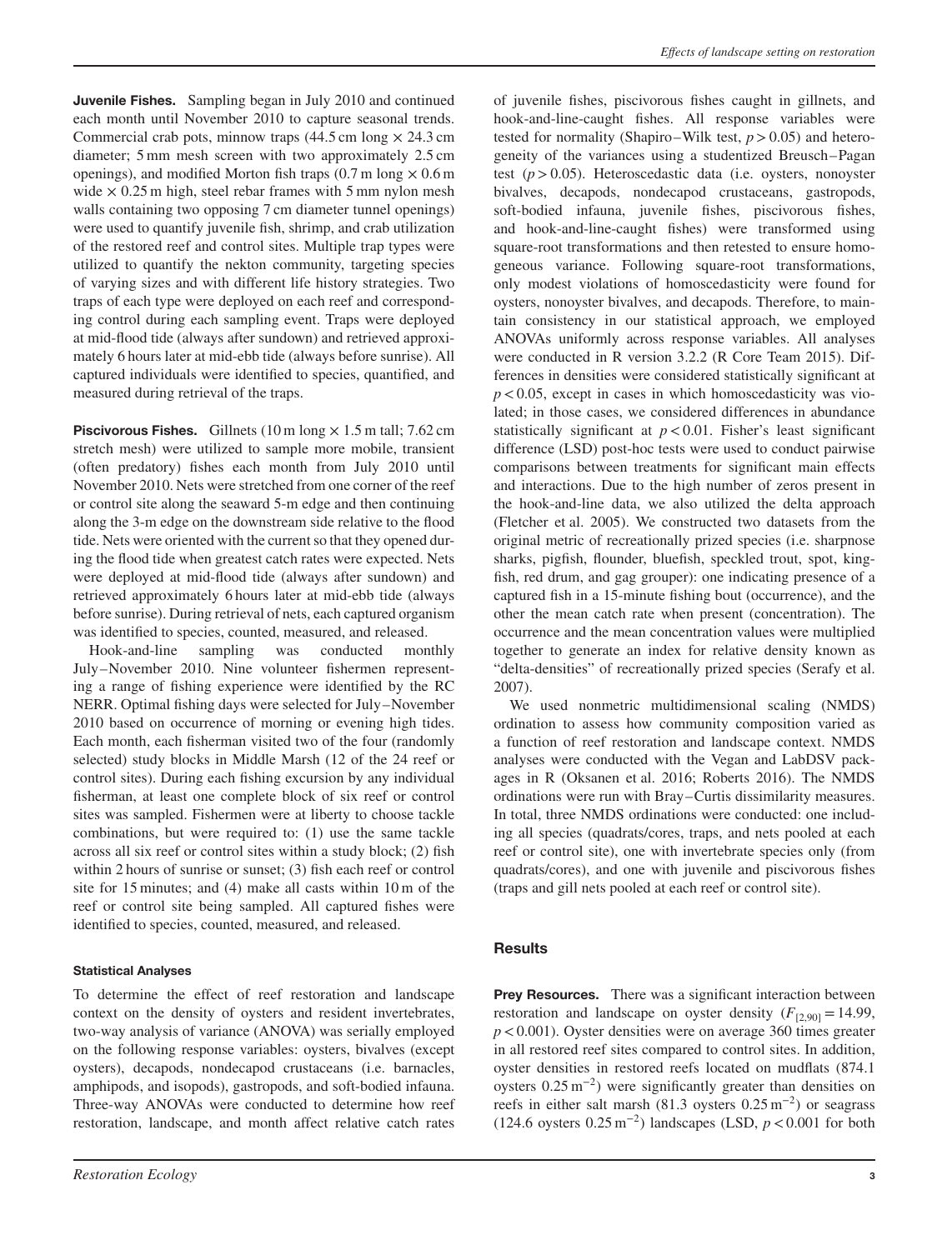**Juvenile Fishes.** Sampling began in July 2010 and continued each month until November 2010 to capture seasonal trends. Commercial crab pots, minnow traps (44.5 cm long × 24.3 cm diameter; 5 mm mesh screen with two approximately 2.5 cm openings), and modified Morton fish traps (0.7 m long × 0.6 m wide × 0.25 m high, steel rebar frames with 5 mm nylon mesh walls containing two opposing 7 cm diameter tunnel openings) were used to quantify juvenile fish, shrimp, and crab utilization of the restored reef and control sites. Multiple trap types were utilized to quantify the nekton community, targeting species of varying sizes and with different life history strategies. Two traps of each type were deployed on each reef and corresponding control during each sampling event. Traps were deployed at mid-flood tide (always after sundown) and retrieved approximately 6 hours later at mid-ebb tide (always before sunrise). All captured individuals were identified to species, quantified, and measured during retrieval of the traps.

**Piscivorous Fishes.** Gillnets (10 m long × 1.5 m tall; 7.62 cm stretch mesh) were utilized to sample more mobile, transient (often predatory) fishes each month from July 2010 until November 2010. Nets were stretched from one corner of the reef or control site along the seaward 5-m edge and then continuing along the 3-m edge on the downstream side relative to the flood tide. Nets were oriented with the current so that they opened during the flood tide when greatest catch rates were expected. Nets were deployed at mid-flood tide (always after sundown) and retrieved approximately 6 hours later at mid-ebb tide (always before sunrise). During retrieval of nets, each captured organism was identified to species, counted, measured, and released.

Hook-and-line sampling was conducted monthly July–November 2010. Nine volunteer fishermen representing a range of fishing experience were identified by the RC NERR. Optimal fishing days were selected for July–November 2010 based on occurrence of morning or evening high tides. Each month, each fisherman visited two of the four (randomly selected) study blocks in Middle Marsh (12 of the 24 reef or control sites). During each fishing excursion by any individual fisherman, at least one complete block of six reef or control sites was sampled. Fishermen were at liberty to choose tackle combinations, but were required to: (1) use the same tackle across all six reef or control sites within a study block; (2) fish within 2 hours of sunrise or sunset; (3) fish each reef or control site for 15 minutes; and (4) make all casts within 10 m of the reef or control site being sampled. All captured fishes were identified to species, counted, measured, and released.

#### Statistical Analyses

To determine the effect of reef restoration and landscape context on the density of oysters and resident invertebrates, two-way analysis of variance (ANOVA) was serially employed on the following response variables: oysters, bivalves (except oysters), decapods, nondecapod crustaceans (i.e. barnacles, amphipods, and isopods), gastropods, and soft-bodied infauna. Three-way ANOVAs were conducted to determine how reef restoration, landscape, and month affect relative catch rates of juvenile fishes, piscivorous fishes caught in gillnets, and hook-and-line-caught fishes. All response variables were tested for normality (Shapiro–Wilk test, $p > 0.05$) and heterogeneity of the variances using a studentized Breusch–Pagan test ($p > 0.05$). Heteroscedastic data (i.e. oysters, nonoyster bivalves, decapods, nondecapod crustaceans, gastropods, soft-bodied infauna, juvenile fishes, piscivorous fishes, and hook-and-line-caught fishes) were transformed using square-root transformations and then retested to ensure homogeneous variance. Following square-root transformations, only modest violations of homoscedasticity were found for oysters, nonoyster bivalves, and decapods. Therefore, to maintain consistency in our statistical approach, we employed ANOVAs uniformly across response variables. All analyses were conducted in R version 3.2.2 (R Core Team 2015). Differences in densities were considered statistically significant at $p < 0.05$, except in cases in which homoscedasticity was violated; in those cases, we considered differences in abundance statistically significant at $p < 0.01$. Fisher's least significant difference (LSD) post-hoc tests were used to conduct pairwise comparisons between treatments for significant main effects and interactions. Due to the high number of zeros present in the hook-and-line data, we also utilized the delta approach (Fletcher et al. 2005). We constructed two datasets from the original metric of recreationally prized species (i.e. sharpnose sharks, pigfish, flounder, bluefish, speckled trout, spot, kingfish, red drum, and gag grouper): one indicating presence of a captured fish in a 15-minute fishing bout (occurrence), and the other the mean catch rate when present (concentration). The occurrence and the mean concentration values were multiplied together to generate an index for relative density known as "delta-densities" of recreationally prized species (Serafy et al. 2007).

We used nonmetric multidimensional scaling (NMDS) ordination to assess how community composition varied as a function of reef restoration and landscape context. NMDS analyses were conducted with the Vegan and LabDSV packages in R (Oksanen et al. 2016; Roberts 2016). The NMDS ordinations were run with Bray–Curtis dissimilarity measures. In total, three NMDS ordinations were conducted: one including all species (quadrats/cores, traps, and nets pooled at each reef or control site), one with invertebrate species only (from quadrats/cores), and one with juvenile and piscivorous fishes (traps and gill nets pooled at each reef or control site).

## Results

**Prey Resources.** There was a significant interaction between restoration and landscape on oyster density ($F_{[2,90]} = 14.99$, $p < 0.001$). Oyster densities were on average 360 times greater in all restored reef sites compared to control sites. In addition, oyster densities in restored reefs located on mudflats (874.1 oysters $0.25\,m^{-2}$) were significantly greater than densities on reefs in either salt marsh (81.3 oysters $0.25\,m^{-2}$) or seagrass (124.6 oysters $0.25\,m^{-2}$) landscapes (LSD, $p < 0.001$ for both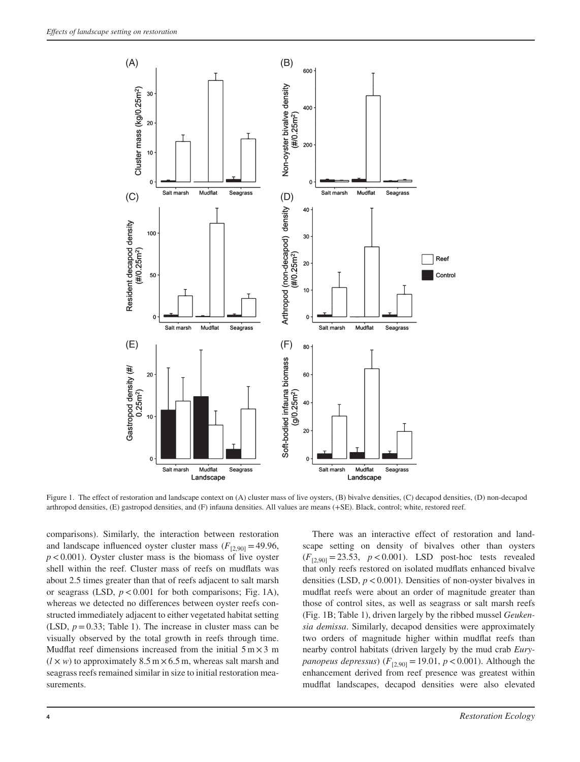Figure 1. The effect of restoration and landscape context on (A) cluster mass of live oysters, (B) bivalve densities, (C) decapod densities, (D) non-decapod arthropod densities, (E) gastropod densities, and (F) infauna densities. All values are means (+SE). Black, control; white, restored reef.

comparisons). Similarly, the interaction between restoration and landscape influenced oyster cluster mass ($F_{[2,90]} = 49.96$, $p < 0.001$). Oyster cluster mass is the biomass of live oyster shell within the reef. Cluster mass of reefs on mudflats was about 2.5 times greater than that of reefs adjacent to salt marsh or seagrass (LSD, $p < 0.001$ for both comparisons; Fig. 1A), whereas we detected no differences between oyster reefs constructed immediately adjacent to either vegetated habitat setting (LSD, $p = 0.33$; Table 1). The increase in cluster mass can be visually observed by the total growth in reefs through time. Mudflat reef dimensions increased from the initial 5 m × 3 m ($l \times w$) to approximately 8.5 m × 6.5 m, whereas salt marsh and seagrass reefs remained similar in size to initial restoration measurements.

There was an interactive effect of restoration and landscape setting on density of bivalves other than oysters ($F_{[2,90]} = 23.53$, $p < 0.001$). LSD post-hoc tests revealed that only reefs restored on isolated mudflats enhanced bivalve densities (LSD, $p < 0.001$). Densities of non-oyster bivalves in mudflat reefs were about an order of magnitude greater than those of control sites, as well as seagrass or salt marsh reefs (Fig. 1B; Table 1), driven largely by the ribbed mussel *Geukensia demissa*. Similarly, decapod densities were approximately two orders of magnitude higher within mudflat reefs than nearby control habitats (driven largely by the mud crab *Eurypanopeus depressus*) ($F_{[2,90]} = 19.01$, $p < 0.001$). Although the enhancement derived from reef presence was greatest within mudflat landscapes, decapod densities were also elevated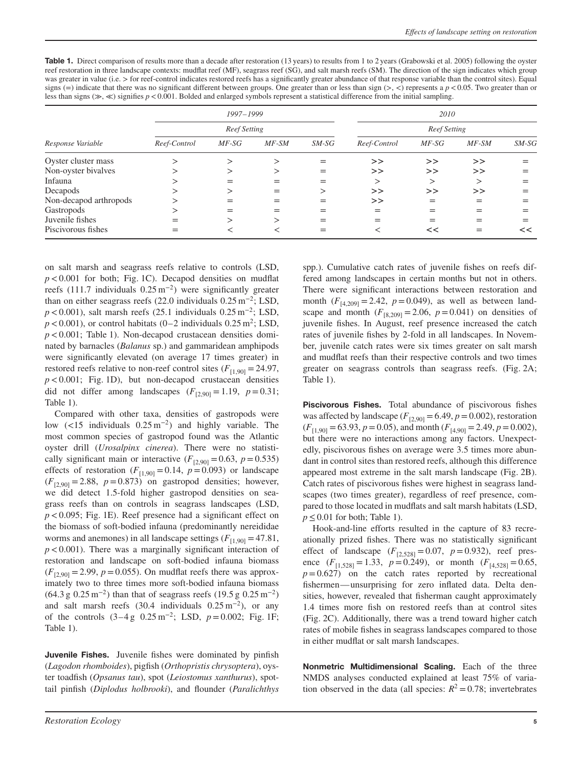**Table 1.** Direct comparison of results more than a decade after restoration (13 years) to results from 1 to 2 years (Grabowski et al. 2005) following the oyster reef restoration in three landscape contexts: mudflat reef (MF), seagrass reef (SG), and salt marsh reefs (SM). The direction of the sign indicates which group was greater in value (i.e. > for reef-control indicates restored reefs has a significantly greater abundance of that response variable than the control sites). Equal signs (=) indicate that there was no significant different between groups. One greater than or less than sign (>, <) represents a $p < 0.05$. Two greater than or less than signs (≫, ≪) signifies $p < 0.001$. Bolded and enlarged symbols represent a statistical difference from the initial sampling.

| | *1997–1999* | | | | *2010* | | | |
|---|---|---|---|---|---|---|---|---|
| | *Reef Setting* | | | | *Reef Setting* | | | |
| *Response Variable* | *Reef-Control* | *MF-SG* | *MF-SM* | *SM-SG* | *Reef-Control* | *MF-SG* | *MF-SM* | *SM-SG* |
| Oyster cluster mass | > | > | > | = | **>>** | **>>** | **>>** | = |
| Non-oyster bivalves | > | > | > | = | **>>** | **>>** | **>>** | = |
| Infauna | > | = | = | = | > | **>** | **>** | = |
| Decapods | > | > | = | > | **>>** | **>>** | **>>** | **=** |
| Non-decapod arthropods | > | = | = | = | **>>** | = | = | = |
| Gastropods | > | = | = | = | **=** | = | = | = |
| Juvenile fishes | = | > | > | = | = | **=** | **=** | = |
| Piscivorous fishes | = | < | < | = | **<** | **<<** | **=** | **<<** |

on salt marsh and seagrass reefs relative to controls (LSD, $p < 0.001$ for both; Fig. 1C). Decapod densities on mudflat reefs (111.7 individuals $0.25\,m^{-2}$) were significantly greater than on either seagrass reefs (22.0 individuals $0.25\,m^{-2}$; LSD, $p < 0.001$), salt marsh reefs (25.1 individuals $0.25\,m^{-2}$; LSD, $p < 0.001$), or control habitats (0–2 individuals $0.25\,m^2$; LSD, $p < 0.001$; Table 1). Non-decapod crustacean densities dominated by barnacles (*Balanus* sp.) and gammaridean amphipods were significantly elevated (on average 17 times greater) in restored reefs relative to non-reef control sites ($F_{[1,90]} = 24.97$, $p < 0.001$; Fig. 1D), but non-decapod crustacean densities did not differ among landscapes ($F_{[2,90]} = 1.19$, $p = 0.31$; Table 1).

Compared with other taxa, densities of gastropods were low (<15 individuals $0.25\,m^{-2}$) and highly variable. The most common species of gastropod found was the Atlantic oyster drill (*Urosalpinx cinerea*). There were no statistically significant main or interactive ($F_{[2,90]} = 0.63$, $p = 0.535$) effects of restoration ($F_{[1,90]} = 0.14$, $p = 0.093$) or landscape ($F_{[2,90]} = 2.88$, $p = 0.873$) on gastropod densities; however, we did detect 1.5-fold higher gastropod densities on seagrass reefs than on controls in seagrass landscapes (LSD, $p < 0.095$; Fig. 1E). Reef presence had a significant effect on the biomass of soft-bodied infauna (predominantly nereididae worms and anemones) in all landscape settings ($F_{[1,90]} = 47.81$, $p < 0.001$). There was a marginally significant interaction of restoration and landscape on soft-bodied infauna biomass ($F_{[2,90]} = 2.99$, $p = 0.055$). On mudflat reefs there was approximately two to three times more soft-bodied infauna biomass (64.3 g $0.25\,m^{-2}$) than that of seagrass reefs (19.5 g $0.25\,m^{-2}$) and salt marsh reefs (30.4 individuals $0.25\,m^{-2}$), or any of the controls (3–4 g $0.25\,m^{-2}$; LSD, $p = 0.002$; Fig. 1F; Table 1).

**Juvenile Fishes.** Juvenile fishes were dominated by pinfish (*Lagodon rhomboides*), pigfish (*Orthopristis chrysoptera*), oyster toadfish (*Opsanus tau*), spot (*Leiostomus xanthurus*), spottail pinfish (*Diplodus holbrooki*), and flounder (*Paralichthys* spp.). Cumulative catch rates of juvenile fishes on reefs differed among landscapes in certain months but not in others. There were significant interactions between restoration and month ($F_{[4,209]} = 2.42$, $p = 0.049$), as well as between landscape and month ($F_{[8,209]} = 2.06$, $p = 0.041$) on densities of juvenile fishes. In August, reef presence increased the catch rates of juvenile fishes by 2-fold in all landscapes. In November, juvenile catch rates were six times greater on salt marsh and mudflat reefs than their respective controls and two times greater on seagrass controls than seagrass reefs. (Fig. 2A; Table 1).

**Piscivorous Fishes.** Total abundance of piscivorous fishes was affected by landscape ($F_{[2,90]} = 6.49$, $p = 0.002$), restoration ($F_{[1,90]} = 63.93$, $p = 0.05$), and month ($F_{[4,90]} = 2.49$, $p = 0.002$), but there were no interactions among any factors. Unexpectedly, piscivorous fishes on average were 3.5 times more abundant in control sites than restored reefs, although this difference appeared most extreme in the salt marsh landscape (Fig. 2B). Catch rates of piscivorous fishes were highest in seagrass landscapes (two times greater), regardless of reef presence, compared to those located in mudflats and salt marsh habitats (LSD, $p \leq 0.01$ for both; Table 1).

Hook-and-line efforts resulted in the capture of 83 recreationally prized fishes. There was no statistically significant effect of landscape ($F_{[2,528]} = 0.07$, $p = 0.932$), reef presence ($F_{[1,528]} = 1.33$, $p = 0.249$), or month ($F_{[4,528]} = 0.65$, $p = 0.627$) on the catch rates reported by recreational fishermen—unsurprising for zero inflated data. Delta densities, however, revealed that fisherman caught approximately 1.4 times more fish on restored reefs than at control sites (Fig. 2C). Additionally, there was a trend toward higher catch rates of mobile fishes in seagrass landscapes compared to those in either mudflat or salt marsh landscapes.

**Nonmetric Multidimensional Scaling.** Each of the three NMDS analyses conducted explained at least 75% of variation observed in the data (all species: $R^2 = 0.78$; invertebrates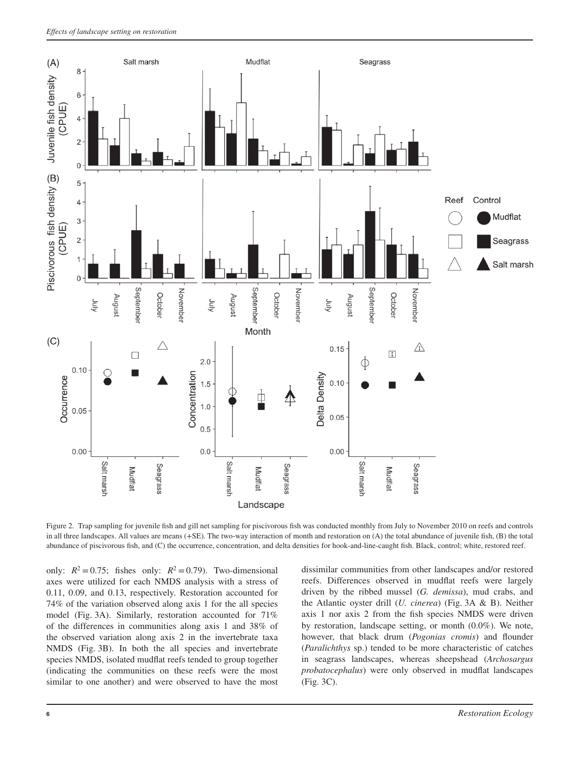Figure 2. Trap sampling for juvenile fish and gill net sampling for piscivorous fish was conducted monthly from July to November 2010 on reefs and controls in all three landscapes. All values are means (+SE). The two-way interaction of month and restoration on (A) the total abundance of juvenile fish, (B) the total abundance of piscivorous fish, and (C) the occurrence, concentration, and delta densities for hook-and-line-caught fish. Black, control; white, restored reef.

only: $R^2 = 0.75$; fishes only: $R^2 = 0.79$). Two-dimensional axes were utilized for each NMDS analysis with a stress of 0.11, 0.09, and 0.13, respectively. Restoration accounted for 74% of the variation observed along axis 1 for the all species model (Fig. 3A). Similarly, restoration accounted for 71% of the differences in communities along axis 1 and 38% of the observed variation along axis 2 in the invertebrate taxa NMDS (Fig. 3B). In both the all species and invertebrate species NMDS, isolated mudflat reefs tended to group together (indicating the communities on these reefs were the most similar to one another) and were observed to have the most dissimilar communities from other landscapes and/or restored reefs. Differences observed in mudflat reefs were largely driven by the ribbed mussel (*G. demissa*), mud crabs, and the Atlantic oyster drill (*U. cinerea*) (Fig. 3A & B). Neither axis 1 nor axis 2 from the fish species NMDS were driven by restoration, landscape setting, or month (0.0%). We note, however, that black drum (*Pogonias cromis*) and flounder (*Paralichthys* sp.) tended to be more characteristic of catches in seagrass landscapes, whereas sheepshead (*Archosargus probatocephalus*) were only observed in mudflat landscapes (Fig. 3C).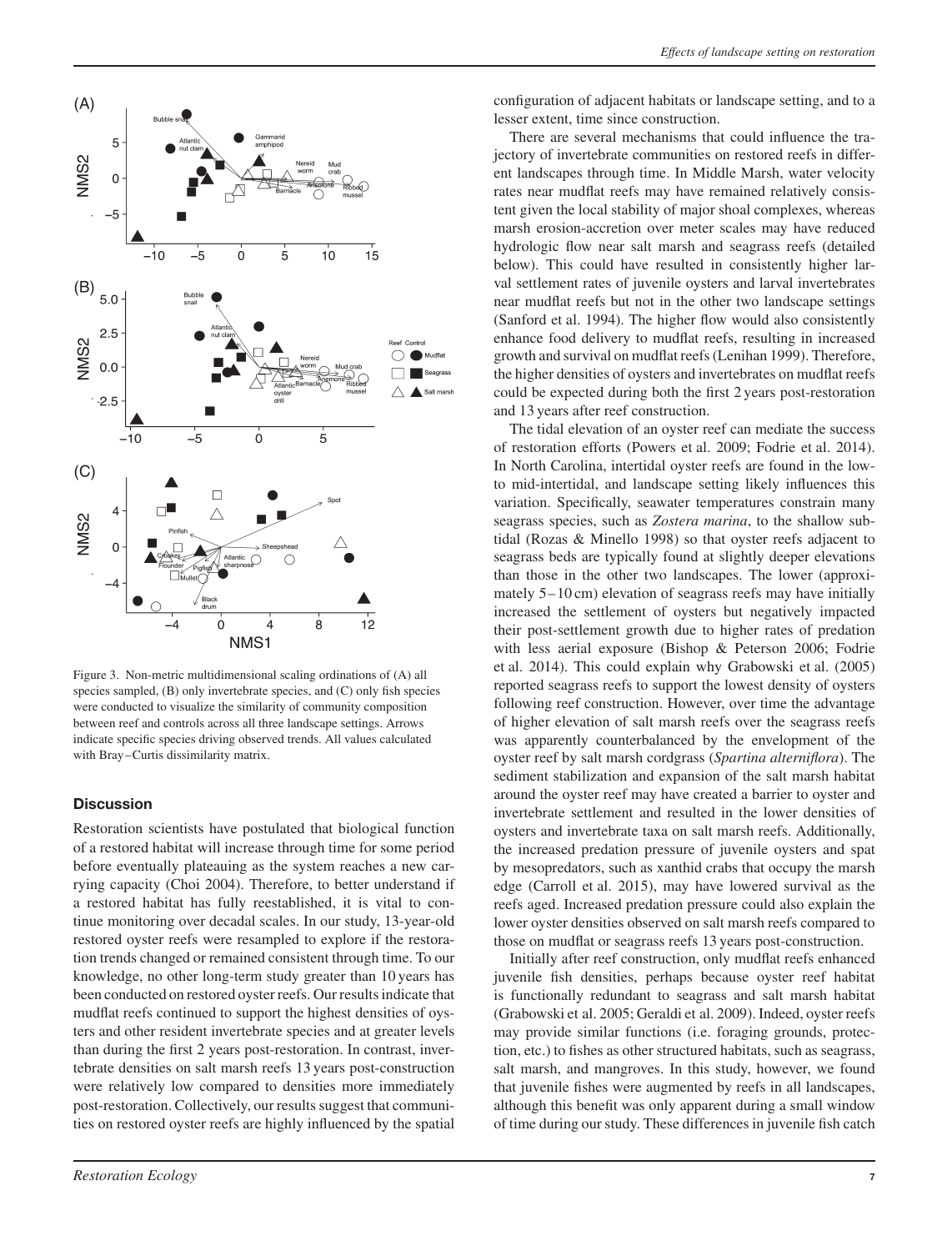Figure 3. Non-metric multidimensional scaling ordinations of (A) all species sampled, (B) only invertebrate species, and (C) only fish species were conducted to visualize the similarity of community composition between reef and controls across all three landscape settings. Arrows indicate specific species driving observed trends. All values calculated with Bray–Curtis dissimilarity matrix.

## Discussion

Restoration scientists have postulated that biological function of a restored habitat will increase through time for some period before eventually plateauing as the system reaches a new carrying capacity (Choi 2004). Therefore, to better understand if a restored habitat has fully reestablished, it is vital to continue monitoring over decadal scales. In our study, 13-year-old restored oyster reefs were resampled to explore if the restoration trends changed or remained consistent through time. To our knowledge, no other long-term study greater than 10 years has been conducted on restored oyster reefs. Our results indicate that mudflat reefs continued to support the highest densities of oysters and other resident invertebrate species and at greater levels than during the first 2 years post-restoration. In contrast, invertebrate densities on salt marsh reefs 13 years post-construction were relatively low compared to densities more immediately post-restoration. Collectively, our results suggest that communities on restored oyster reefs are highly influenced by the spatial configuration of adjacent habitats or landscape setting, and to a lesser extent, time since construction.

There are several mechanisms that could influence the trajectory of invertebrate communities on restored reefs in different landscapes through time. In Middle Marsh, water velocity rates near mudflat reefs may have remained relatively consistent given the local stability of major shoal complexes, whereas marsh erosion-accretion over meter scales may have reduced hydrologic flow near salt marsh and seagrass reefs (detailed below). This could have resulted in consistently higher larval settlement rates of juvenile oysters and larval invertebrates near mudflat reefs but not in the other two landscape settings (Sanford et al. 1994). The higher flow would also consistently enhance food delivery to mudflat reefs, resulting in increased growth and survival on mudflat reefs (Lenihan 1999). Therefore, the higher densities of oysters and invertebrates on mudflat reefs could be expected during both the first 2 years post-restoration and 13 years after reef construction.

The tidal elevation of an oyster reef can mediate the success of restoration efforts (Powers et al. 2009; Fodrie et al. 2014). In North Carolina, intertidal oyster reefs are found in the low- to mid-intertidal, and landscape setting likely influences this variation. Specifically, seawater temperatures constrain many seagrass species, such as *Zostera marina*, to the shallow subtidal (Rozas & Minello 1998) so that oyster reefs adjacent to seagrass beds are typically found at slightly deeper elevations than those in the other two landscapes. The lower (approximately 5–10 cm) elevation of seagrass reefs may have initially increased the settlement of oysters but negatively impacted their post-settlement growth due to higher rates of predation with less aerial exposure (Bishop & Peterson 2006; Fodrie et al. 2014). This could explain why Grabowski et al. (2005) reported seagrass reefs to support the lowest density of oysters following reef construction. However, over time the advantage of higher elevation of salt marsh reefs over the seagrass reefs was apparently counterbalanced by the envelopment of the oyster reef by salt marsh cordgrass (*Spartina alterniflora*). The sediment stabilization and expansion of the salt marsh habitat around the oyster reef may have created a barrier to oyster and invertebrate settlement and resulted in the lower densities of oysters and invertebrate taxa on salt marsh reefs. Additionally, the increased predation pressure of juvenile oysters and spat by mesopredators, such as xanthid crabs that occupy the marsh edge (Carroll et al. 2015), may have lowered survival as the reefs aged. Increased predation pressure could also explain the lower oyster densities observed on salt marsh reefs compared to those on mudflat or seagrass reefs 13 years post-construction.

Initially after reef construction, only mudflat reefs enhanced juvenile fish densities, perhaps because oyster reef habitat is functionally redundant to seagrass and salt marsh habitat (Grabowski et al. 2005; Geraldi et al. 2009). Indeed, oyster reefs may provide similar functions (i.e. foraging grounds, protection, etc.) to fishes as other structured habitats, such as seagrass, salt marsh, and mangroves. In this study, however, we found that juvenile fishes were augmented by reefs in all landscapes, although this benefit was only apparent during a small window of time during our study. These differences in juvenile fish catch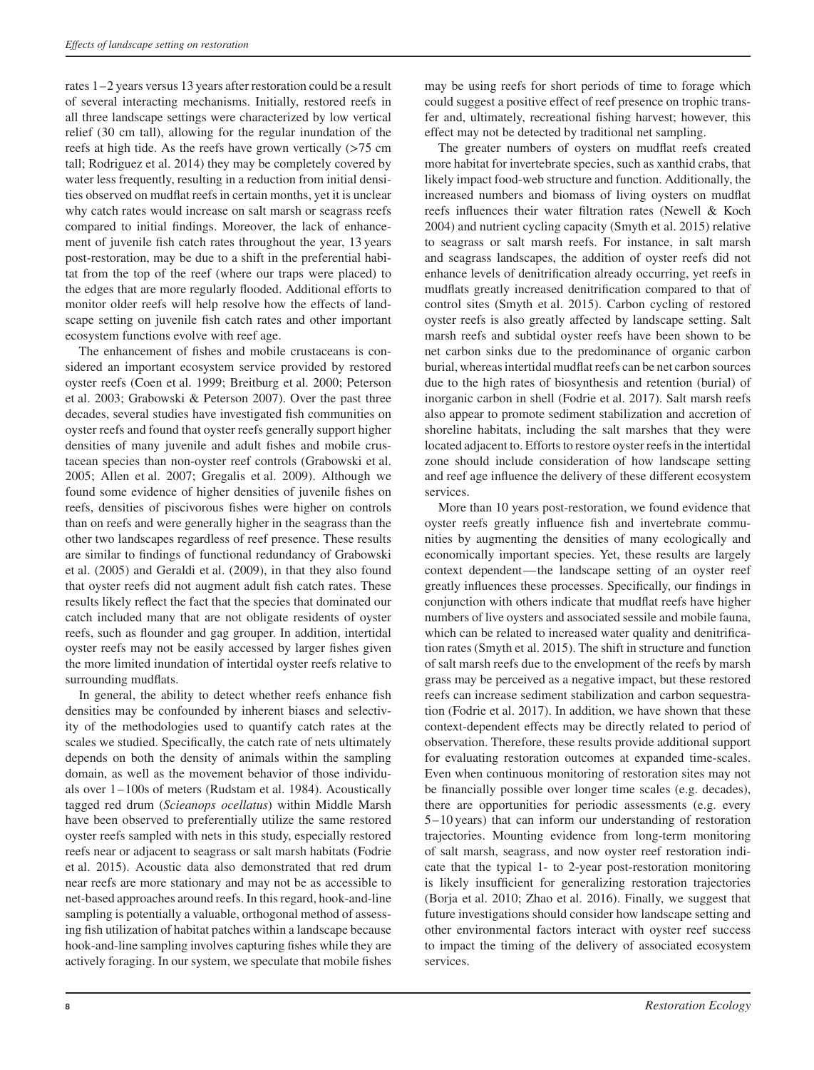rates 1–2 years versus 13 years after restoration could be a result of several interacting mechanisms. Initially, restored reefs in all three landscape settings were characterized by low vertical relief (30 cm tall), allowing for the regular inundation of the reefs at high tide. As the reefs have grown vertically (>75 cm tall; Rodriguez et al. 2014) they may be completely covered by water less frequently, resulting in a reduction from initial densities observed on mudflat reefs in certain months, yet it is unclear why catch rates would increase on salt marsh or seagrass reefs compared to initial findings. Moreover, the lack of enhancement of juvenile fish catch rates throughout the year, 13 years post-restoration, may be due to a shift in the preferential habitat from the top of the reef (where our traps were placed) to the edges that are more regularly flooded. Additional efforts to monitor older reefs will help resolve how the effects of landscape setting on juvenile fish catch rates and other important ecosystem functions evolve with reef age.

The enhancement of fishes and mobile crustaceans is considered an important ecosystem service provided by restored oyster reefs (Coen et al. 1999; Breitburg et al. 2000; Peterson et al. 2003; Grabowski & Peterson 2007). Over the past three decades, several studies have investigated fish communities on oyster reefs and found that oyster reefs generally support higher densities of many juvenile and adult fishes and mobile crustacean species than non-oyster reef controls (Grabowski et al. 2005; Allen et al. 2007; Gregalis et al. 2009). Although we found some evidence of higher densities of juvenile fishes on reefs, densities of piscivorous fishes were higher on controls than on reefs and were generally higher in the seagrass than the other two landscapes regardless of reef presence. These results are similar to findings of functional redundancy of Grabowski et al. (2005) and Geraldi et al. (2009), in that they also found that oyster reefs did not augment adult fish catch rates. These results likely reflect the fact that the species that dominated our catch included many that are not obligate residents of oyster reefs, such as flounder and gag grouper. In addition, intertidal oyster reefs may not be easily accessed by larger fishes given the more limited inundation of intertidal oyster reefs relative to surrounding mudflats.

In general, the ability to detect whether reefs enhance fish densities may be confounded by inherent biases and selectivity of the methodologies used to quantify catch rates at the scales we studied. Specifically, the catch rate of nets ultimately depends on both the density of animals within the sampling domain, as well as the movement behavior of those individuals over 1–100s of meters (Rudstam et al. 1984). Acoustically tagged red drum (*Scieanops ocellatus*) within Middle Marsh have been observed to preferentially utilize the same restored oyster reefs sampled with nets in this study, especially restored reefs near or adjacent to seagrass or salt marsh habitats (Fodrie et al. 2015). Acoustic data also demonstrated that red drum near reefs are more stationary and may not be as accessible to net-based approaches around reefs. In this regard, hook-and-line sampling is potentially a valuable, orthogonal method of assessing fish utilization of habitat patches within a landscape because hook-and-line sampling involves capturing fishes while they are actively foraging. In our system, we speculate that mobile fishes may be using reefs for short periods of time to forage which could suggest a positive effect of reef presence on trophic transfer and, ultimately, recreational fishing harvest; however, this effect may not be detected by traditional net sampling.

The greater numbers of oysters on mudflat reefs created more habitat for invertebrate species, such as xanthid crabs, that likely impact food-web structure and function. Additionally, the increased numbers and biomass of living oysters on mudflat reefs influences their water filtration rates (Newell & Koch 2004) and nutrient cycling capacity (Smyth et al. 2015) relative to seagrass or salt marsh reefs. For instance, in salt marsh and seagrass landscapes, the addition of oyster reefs did not enhance levels of denitrification already occurring, yet reefs in mudflats greatly increased denitrification compared to that of control sites (Smyth et al. 2015). Carbon cycling of restored oyster reefs is also greatly affected by landscape setting. Salt marsh reefs and subtidal oyster reefs have been shown to be net carbon sinks due to the predominance of organic carbon burial, whereas intertidal mudflat reefs can be net carbon sources due to the high rates of biosynthesis and retention (burial) of inorganic carbon in shell (Fodrie et al. 2017). Salt marsh reefs also appear to promote sediment stabilization and accretion of shoreline habitats, including the salt marshes that they were located adjacent to. Efforts to restore oyster reefs in the intertidal zone should include consideration of how landscape setting and reef age influence the delivery of these different ecosystem services.

More than 10 years post-restoration, we found evidence that oyster reefs greatly influence fish and invertebrate communities by augmenting the densities of many ecologically and economically important species. Yet, these results are largely context dependent—the landscape setting of an oyster reef greatly influences these processes. Specifically, our findings in conjunction with others indicate that mudflat reefs have higher numbers of live oysters and associated sessile and mobile fauna, which can be related to increased water quality and denitrification rates (Smyth et al. 2015). The shift in structure and function of salt marsh reefs due to the envelopment of the reefs by marsh grass may be perceived as a negative impact, but these restored reefs can increase sediment stabilization and carbon sequestration (Fodrie et al. 2017). In addition, we have shown that these context-dependent effects may be directly related to period of observation. Therefore, these results provide additional support for evaluating restoration outcomes at expanded time-scales. Even when continuous monitoring of restoration sites may not be financially possible over longer time scales (e.g. decades), there are opportunities for periodic assessments (e.g. every 5–10 years) that can inform our understanding of restoration trajectories. Mounting evidence from long-term monitoring of salt marsh, seagrass, and now oyster reef restoration indicate that the typical 1- to 2-year post-restoration monitoring is likely insufficient for generalizing restoration trajectories (Borja et al. 2010; Zhao et al. 2016). Finally, we suggest that future investigations should consider how landscape setting and other environmental factors interact with oyster reef success to impact the timing of the delivery of associated ecosystem services.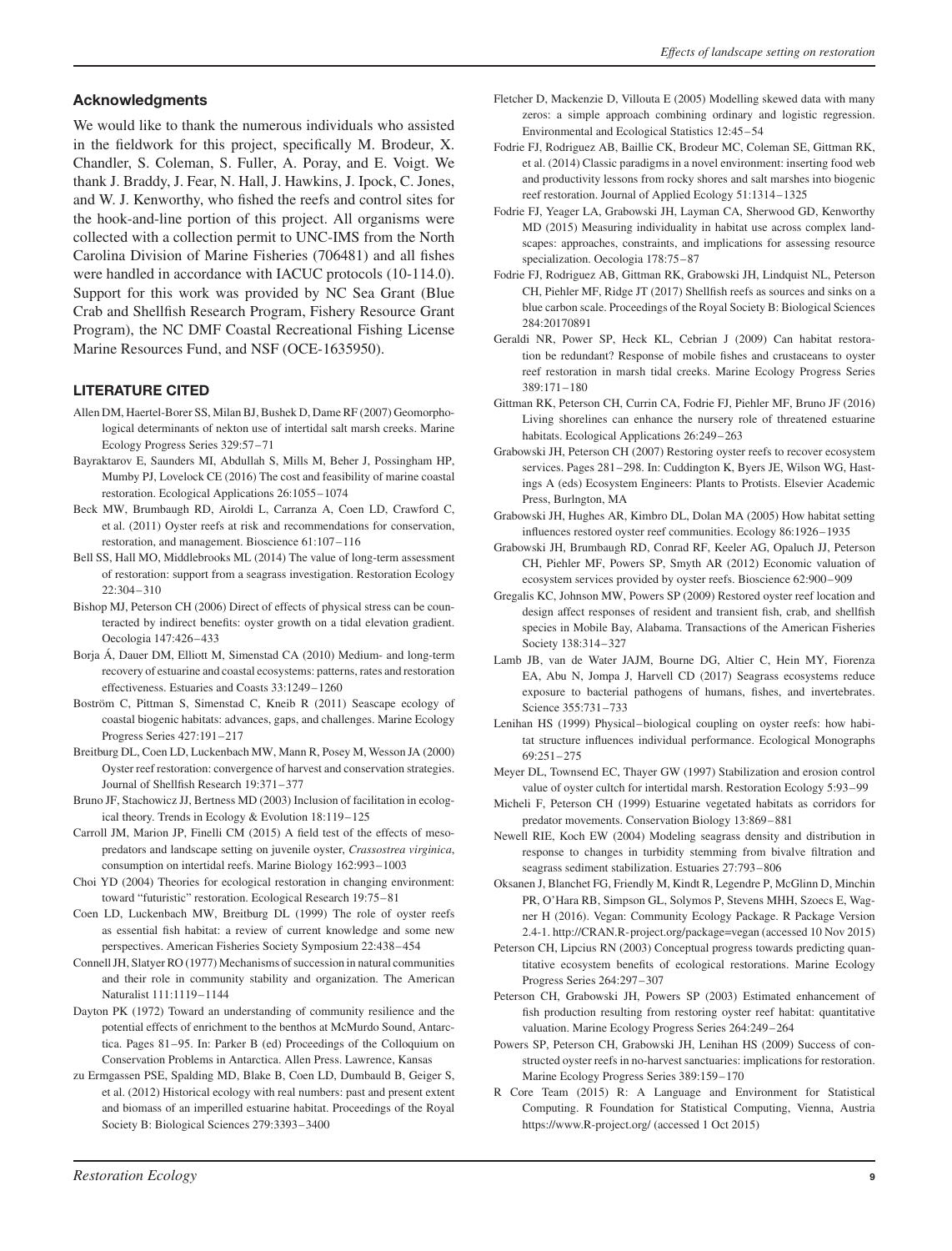## Acknowledgments

We would like to thank the numerous individuals who assisted in the fieldwork for this project, specifically M. Brodeur, X. Chandler, S. Coleman, S. Fuller, A. Poray, and E. Voigt. We thank J. Braddy, J. Fear, N. Hall, J. Hawkins, J. Ipock, C. Jones, and W. J. Kenworthy, who fished the reefs and control sites for the hook-and-line portion of this project. All organisms were collected with a collection permit to UNC-IMS from the North Carolina Division of Marine Fisheries (706481) and all fishes were handled in accordance with IACUC protocols (10-114.0). Support for this work was provided by NC Sea Grant (Blue Crab and Shellfish Research Program, Fishery Resource Grant Program), the NC DMF Coastal Recreational Fishing License Marine Resources Fund, and NSF (OCE-1635950).

## LITERATURE CITED

Allen DM, Haertel-Borer SS, Milan BJ, Bushek D, Dame RF (2007) Geomorphological determinants of nekton use of intertidal salt marsh creeks. Marine Ecology Progress Series 329:57–71

Bayraktarov E, Saunders MI, Abdullah S, Mills M, Beher J, Possingham HP, Mumby PJ, Lovelock CE (2016) The cost and feasibility of marine coastal restoration. Ecological Applications 26:1055–1074

Beck MW, Brumbaugh RD, Airoldi L, Carranza A, Coen LD, Crawford C, et al. (2011) Oyster reefs at risk and recommendations for conservation, restoration, and management. Bioscience 61:107–116

Bell SS, Hall MO, Middlebrooks ML (2014) The value of long-term assessment of restoration: support from a seagrass investigation. Restoration Ecology 22:304–310

Bishop MJ, Peterson CH (2006) Direct of effects of physical stress can be counteracted by indirect benefits: oyster growth on a tidal elevation gradient. Oecologia 147:426–433

Borja Á, Dauer DM, Elliott M, Simenstad CA (2010) Medium- and long-term recovery of estuarine and coastal ecosystems: patterns, rates and restoration effectiveness. Estuaries and Coasts 33:1249–1260

Boström C, Pittman S, Simenstad C, Kneib R (2011) Seascape ecology of coastal biogenic habitats: advances, gaps, and challenges. Marine Ecology Progress Series 427:191–217

Breitburg DL, Coen LD, Luckenbach MW, Mann R, Posey M, Wesson JA (2000) Oyster reef restoration: convergence of harvest and conservation strategies. Journal of Shellfish Research 19:371–377

Bruno JF, Stachowicz JJ, Bertness MD (2003) Inclusion of facilitation in ecological theory. Trends in Ecology & Evolution 18:119–125

Carroll JM, Marion JP, Finelli CM (2015) A field test of the effects of mesopredators and landscape setting on juvenile oyster, *Crassostrea virginica*, consumption on intertidal reefs. Marine Biology 162:993–1003

Choi YD (2004) Theories for ecological restoration in changing environment: toward "futuristic" restoration. Ecological Research 19:75–81

Coen LD, Luckenbach MW, Breitburg DL (1999) The role of oyster reefs as essential fish habitat: a review of current knowledge and some new perspectives. American Fisheries Society Symposium 22:438–454

Connell JH, Slatyer RO (1977) Mechanisms of succession in natural communities and their role in community stability and organization. The American Naturalist 111:1119–1144

Dayton PK (1972) Toward an understanding of community resilience and the potential effects of enrichment to the benthos at McMurdo Sound, Antarctica. Pages 81–95. In: Parker B (ed) Proceedings of the Colloquium on Conservation Problems in Antarctica. Allen Press. Lawrence, Kansas

zu Ermgassen PSE, Spalding MD, Blake B, Coen LD, Dumbauld B, Geiger S, et al. (2012) Historical ecology with real numbers: past and present extent and biomass of an imperilled estuarine habitat. Proceedings of the Royal Society B: Biological Sciences 279:3393–3400

Fletcher D, Mackenzie D, Villouta E (2005) Modelling skewed data with many zeros: a simple approach combining ordinary and logistic regression. Environmental and Ecological Statistics 12:45–54

Fodrie FJ, Rodriguez AB, Baillie CK, Brodeur MC, Coleman SE, Gittman RK, et al. (2014) Classic paradigms in a novel environment: inserting food web and productivity lessons from rocky shores and salt marshes into biogenic reef restoration. Journal of Applied Ecology 51:1314–1325

Fodrie FJ, Yeager LA, Grabowski JH, Layman CA, Sherwood GD, Kenworthy MD (2015) Measuring individuality in habitat use across complex landscapes: approaches, constraints, and implications for assessing resource specialization. Oecologia 178:75–87

Fodrie FJ, Rodriguez AB, Gittman RK, Grabowski JH, Lindquist NL, Peterson CH, Piehler MF, Ridge JT (2017) Shellfish reefs as sources and sinks on a blue carbon scale. Proceedings of the Royal Society B: Biological Sciences 284:20170891

Geraldi NR, Power SP, Heck KL, Cebrian J (2009) Can habitat restoration be redundant? Response of mobile fishes and crustaceans to oyster reef restoration in marsh tidal creeks. Marine Ecology Progress Series 389:171–180

Gittman RK, Peterson CH, Currin CA, Fodrie FJ, Piehler MF, Bruno JF (2016) Living shorelines can enhance the nursery role of threatened estuarine habitats. Ecological Applications 26:249–263

Grabowski JH, Peterson CH (2007) Restoring oyster reefs to recover ecosystem services. Pages 281–298. In: Cuddington K, Byers JE, Wilson WG, Hastings A (eds) Ecosystem Engineers: Plants to Protists. Elsevier Academic Press, Burlngton, MA

Grabowski JH, Hughes AR, Kimbro DL, Dolan MA (2005) How habitat setting influences restored oyster reef communities. Ecology 86:1926–1935

Grabowski JH, Brumbaugh RD, Conrad RF, Keeler AG, Opaluch JJ, Peterson CH, Piehler MF, Powers SP, Smyth AR (2012) Economic valuation of ecosystem services provided by oyster reefs. Bioscience 62:900–909

Gregalis KC, Johnson MW, Powers SP (2009) Restored oyster reef location and design affect responses of resident and transient fish, crab, and shellfish species in Mobile Bay, Alabama. Transactions of the American Fisheries Society 138:314–327

Lamb JB, van de Water JAJM, Bourne DG, Altier C, Hein MY, Fiorenza EA, Abu N, Jompa J, Harvell CD (2017) Seagrass ecosystems reduce exposure to bacterial pathogens of humans, fishes, and invertebrates. Science 355:731–733

Lenihan HS (1999) Physical–biological coupling on oyster reefs: how habitat structure influences individual performance. Ecological Monographs 69:251–275

Meyer DL, Townsend EC, Thayer GW (1997) Stabilization and erosion control value of oyster cultch for intertidal marsh. Restoration Ecology 5:93–99

Micheli F, Peterson CH (1999) Estuarine vegetated habitats as corridors for predator movements. Conservation Biology 13:869–881

Newell RIE, Koch EW (2004) Modeling seagrass density and distribution in response to changes in turbidity stemming from bivalve filtration and seagrass sediment stabilization. Estuaries 27:793–806

Oksanen J, Blanchet FG, Friendly M, Kindt R, Legendre P, McGlinn D, Minchin PR, O'Hara RB, Simpson GL, Solymos P, Stevens MHH, Szoecs E, Wagner H (2016). Vegan: Community Ecology Package. R Package Version 2.4-1. http://CRAN.R-project.org/package=vegan (accessed 10 Nov 2015)

Peterson CH, Lipcius RN (2003) Conceptual progress towards predicting quantitative ecosystem benefits of ecological restorations. Marine Ecology Progress Series 264:297–307

Peterson CH, Grabowski JH, Powers SP (2003) Estimated enhancement of fish production resulting from restoring oyster reef habitat: quantitative valuation. Marine Ecology Progress Series 264:249–264

Powers SP, Peterson CH, Grabowski JH, Lenihan HS (2009) Success of constructed oyster reefs in no-harvest sanctuaries: implications for restoration. Marine Ecology Progress Series 389:159–170

R Core Team (2015) R: A Language and Environment for Statistical Computing. R Foundation for Statistical Computing, Vienna, Austria https://www.R-project.org/ (accessed 1 Oct 2015)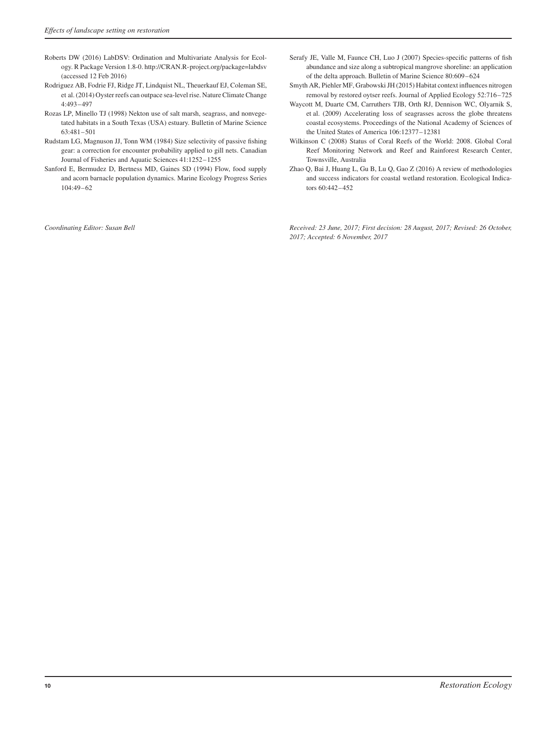Roberts DW (2016) LabDSV: Ordination and Multivariate Analysis for Ecology. R Package Version 1.8-0. http://CRAN.R-project.org/package=labdsv (accessed 12 Feb 2016)

Rodriguez AB, Fodrie FJ, Ridge JT, Lindquist NL, Theuerkauf EJ, Coleman SE, et al. (2014) Oyster reefs can outpace sea-level rise. Nature Climate Change 4:493–497

Rozas LP, Minello TJ (1998) Nekton use of salt marsh, seagrass, and nonvegetated habitats in a South Texas (USA) estuary. Bulletin of Marine Science 63:481–501

Rudstam LG, Magnuson JJ, Tonn WM (1984) Size selectivity of passive fishing gear: a correction for encounter probability applied to gill nets. Canadian Journal of Fisheries and Aquatic Sciences 41:1252–1255

Sanford E, Bermudez D, Bertness MD, Gaines SD (1994) Flow, food supply and acorn barnacle population dynamics. Marine Ecology Progress Series 104:49–62

Serafy JE, Valle M, Faunce CH, Luo J (2007) Species-specific patterns of fish abundance and size along a subtropical mangrove shoreline: an application of the delta approach. Bulletin of Marine Science 80:609–624

Smyth AR, Piehler MF, Grabowski JH (2015) Habitat context influences nitrogen removal by restored oytser reefs. Journal of Applied Ecology 52:716–725

Waycott M, Duarte CM, Carruthers TJB, Orth RJ, Dennison WC, Olyarnik S, et al. (2009) Accelerating loss of seagrasses across the globe threatens coastal ecosystems. Proceedings of the National Academy of Sciences of the United States of America 106:12377–12381

Wilkinson C (2008) Status of Coral Reefs of the World: 2008. Global Coral Reef Monitoring Network and Reef and Rainforest Research Center, Townsville, Australia

Zhao Q, Bai J, Huang L, Gu B, Lu Q, Gao Z (2016) A review of methodologies and success indicators for coastal wetland restoration. Ecological Indicators 60:442–452

*Coordinating Editor: Susan Bell*

*Received: 23 June, 2017; First decision: 28 August, 2017; Revised: 26 October, 2017; Accepted: 6 November, 2017*